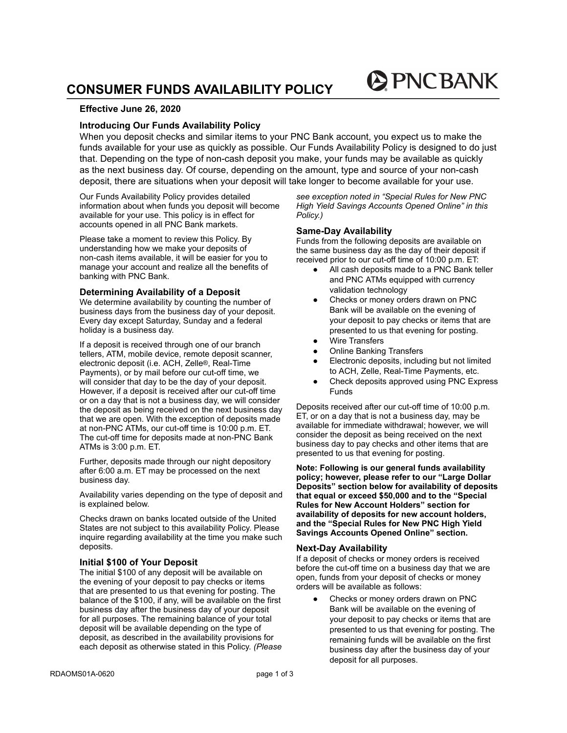# CONSUMER FUNDS AVAILABILITY POLICY

**Effective June 26, 2020**

## Introducing Our Funds Availability Policy

When you deposit checks and similar items to your PNC Bank account, you expect us to make the funds available for your use as quickly as possible. Our Funds Availability Policy is designed to do just that. Depending on the type of non-cash deposit you make, your funds may be available as quickly as the next business day. Of course, depending on the amount, type and source of your non-cash deposit, there are situations when your deposit will take longer to become available for your use.

Our Funds Availability Policy provides detailed information about when funds you deposit will become available for your use. This policy is in effect for accounts opened in all PNC Bank markets.

Please take a moment to review this Policy. By understanding how we make your deposits of non-cash items available, it will be easier for you to manage your account and realize all the benefits of banking with PNC Bank.

### Determining Availability of a Deposit

We determine availability by counting the number of business days from the business day of your deposit. Every day except Saturday, Sunday and a federal holiday is a business day.

If a deposit is received through one of our branch tellers, ATM, mobile device, remote deposit scanner, electronic deposit (i.e. ACH, Zelle®, Real-Time Payments), or by mail before our cut-off time, we will consider that day to be the day of your deposit. However, if a deposit is received after our cut-off time or on a day that is not a business day, we will consider the deposit as being received on the next business day that we are open. With the exception of deposits made at non-PNC ATMs, our cut-off time is 10:00 p.m. ET. The cut-off time for deposits made at non-PNC Bank ATMs is 3:00 p.m. ET.

Further, deposits made through our night depository after 6:00 a.m. ET may be processed on the next business day.

Availability varies depending on the type of deposit and is explained below.

Checks drawn on banks located outside of the United States are not subject to this availability Policy. Please inquire regarding availability at the time you make such deposits.

### Initial $100 of Your Deposit

The initial $100 of any deposit will be available on the evening of your deposit to pay checks or items that are presented to us that evening for posting. The balance of the $100, if any, will be available on the first business day after the business day of your deposit for all purposes. The remaining balance of your total deposit will be available depending on the type of deposit, as described in the availability provisions for each deposit as otherwise stated in this Policy. *(Please see exception noted in "Special Rules for New PNC High Yield Savings Accounts Opened Online" in this Policy.)*

### Same-Day Availability

Funds from the following deposits are available on the same business day as the day of their deposit if received prior to our cut-off time of 10:00 p.m. ET:

- All cash deposits made to a PNC Bank teller and PNC ATMs equipped with currency validation technology
- Checks or money orders drawn on PNC Bank will be available on the evening of your deposit to pay checks or items that are presented to us that evening for posting.
- Wire Transfers
- Online Banking Transfers
- Electronic deposits, including but not limited to ACH, Zelle, Real-Time Payments, etc.
- Check deposits approved using PNC Express Funds

Deposits received after our cut-off time of 10:00 p.m. ET, or on a day that is not a business day, may be available for immediate withdrawal; however, we will consider the deposit as being received on the next business day to pay checks and other items that are presented to us that evening for posting.

**Note: Following is our general funds availability policy; however, please refer to our "Large Dollar Deposits" section below for availability of deposits that equal or exceed $50,000 and to the "Special Rules for New Account Holders" section for availability of deposits for new account holders, and the "Special Rules for New PNC High Yield Savings Accounts Opened Online" section.**

### Next-Day Availability

If a deposit of checks or money orders is received before the cut-off time on a business day that we are open, funds from your deposit of checks or money orders will be available as follows:

- Checks or money orders drawn on PNC Bank will be available on the evening of your deposit to pay checks or items that are presented to us that evening for posting. The remaining funds will be available on the first business day after the business day of your deposit for all purposes.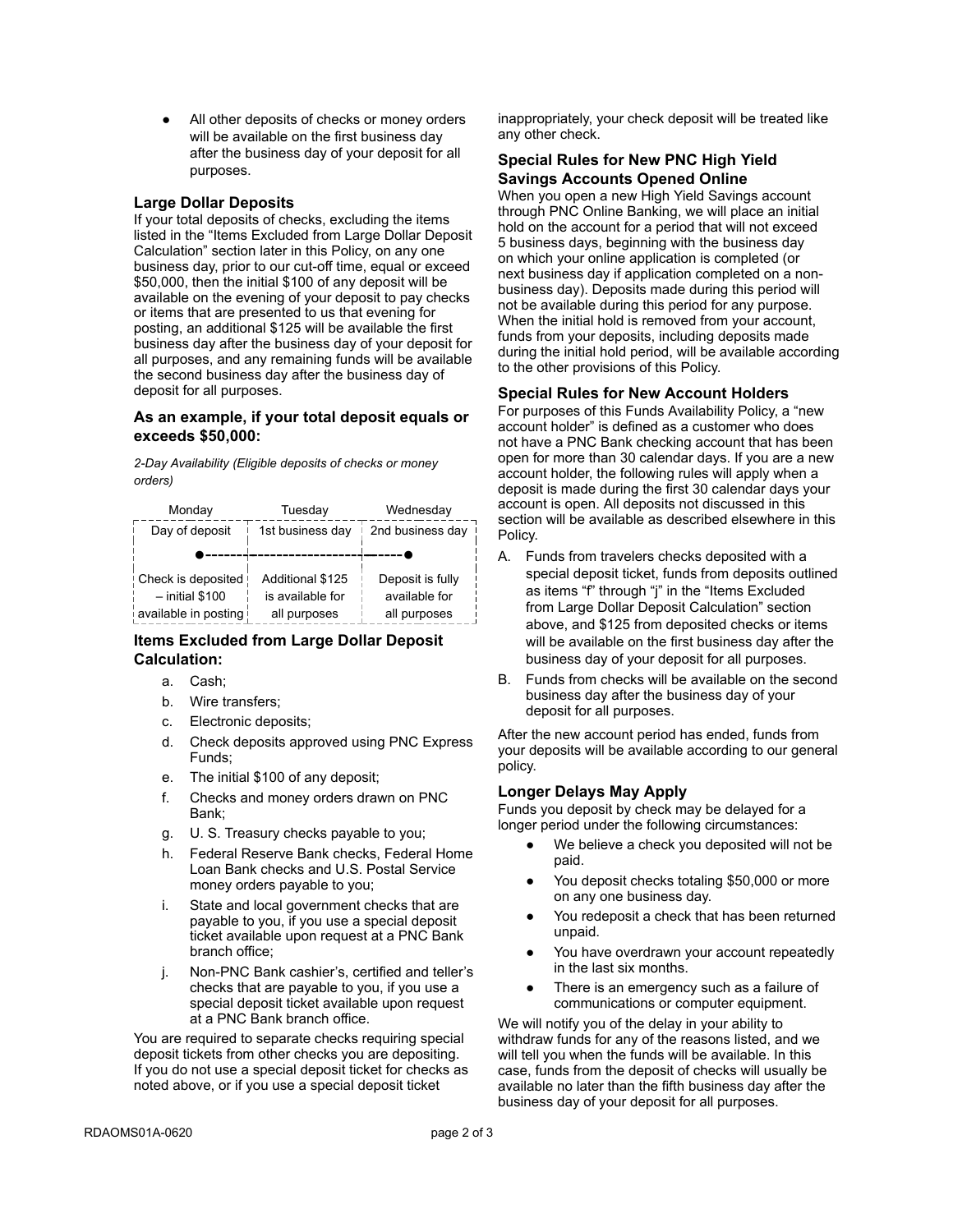- All other deposits of checks or money orders will be available on the first business day after the business day of your deposit for all purposes.

### Large Dollar Deposits

If your total deposits of checks, excluding the items listed in the "Items Excluded from Large Dollar Deposit Calculation" section later in this Policy, on any one business day, prior to our cut-off time, equal or exceed $50,000, then the initial $100 of any deposit will be available on the evening of your deposit to pay checks or items that are presented to us that evening for posting, an additional $125 will be available the first business day after the business day of your deposit for all purposes, and any remaining funds will be available the second business day after the business day of deposit for all purposes.

### As an example, if your total deposit equals or exceeds $50,000:

*2-Day Availability (Eligible deposits of checks or money orders)*

| Monday | Tuesday | Wednesday |
|---|---|---|
| Day of deposit | 1st business day | 2nd business day |
| Check is deposited – initial $100 available in posting | Additional $125 is available for all purposes | Deposit is fully available for all purposes |

### Items Excluded from Large Dollar Deposit Calculation:

a. Cash;
b. Wire transfers;
c. Electronic deposits;
d. Check deposits approved using PNC Express Funds;
e. The initial $100 of any deposit;
f. Checks and money orders drawn on PNC Bank;
g. U. S. Treasury checks payable to you;
h. Federal Reserve Bank checks, Federal Home Loan Bank checks and U.S. Postal Service money orders payable to you;
i. State and local government checks that are payable to you, if you use a special deposit ticket available upon request at a PNC Bank branch office;
j. Non-PNC Bank cashier's, certified and teller's checks that are payable to you, if you use a special deposit ticket available upon request at a PNC Bank branch office.

You are required to separate checks requiring special deposit tickets from other checks you are depositing. If you do not use a special deposit ticket for checks as noted above, or if you use a special deposit ticket inappropriately, your check deposit will be treated like any other check.

### Special Rules for New PNC High Yield Savings Accounts Opened Online

When you open a new High Yield Savings account through PNC Online Banking, we will place an initial hold on the account for a period that will not exceed 5 business days, beginning with the business day on which your online application is completed (or next business day if application completed on a non-business day). Deposits made during this period will not be available during this period for any purpose. When the initial hold is removed from your account, funds from your deposits, including deposits made during the initial hold period, will be available according to the other provisions of this Policy.

### Special Rules for New Account Holders

For purposes of this Funds Availability Policy, a "new account holder" is defined as a customer who does not have a PNC Bank checking account that has been open for more than 30 calendar days. If you are a new account holder, the following rules will apply when a deposit is made during the first 30 calendar days your account is open. All deposits not discussed in this section will be available as described elsewhere in this Policy.

A. Funds from travelers checks deposited with a special deposit ticket, funds from deposits outlined as items "f" through "j" in the "Items Excluded from Large Dollar Deposit Calculation" section above, and $125 from deposited checks or items will be available on the first business day after the business day of your deposit for all purposes.
B. Funds from checks will be available on the second business day after the business day of your deposit for all purposes.

After the new account period has ended, funds from your deposits will be available according to our general policy.

### Longer Delays May Apply

Funds you deposit by check may be delayed for a longer period under the following circumstances:

- We believe a check you deposited will not be paid.
- You deposit checks totaling $50,000 or more on any one business day.
- You redeposit a check that has been returned unpaid.
- You have overdrawn your account repeatedly in the last six months.
- There is an emergency such as a failure of communications or computer equipment.

We will notify you of the delay in your ability to withdraw funds for any of the reasons listed, and we will tell you when the funds will be available. In this case, funds from the deposit of checks will usually be available no later than the fifth business day after the business day of your deposit for all purposes.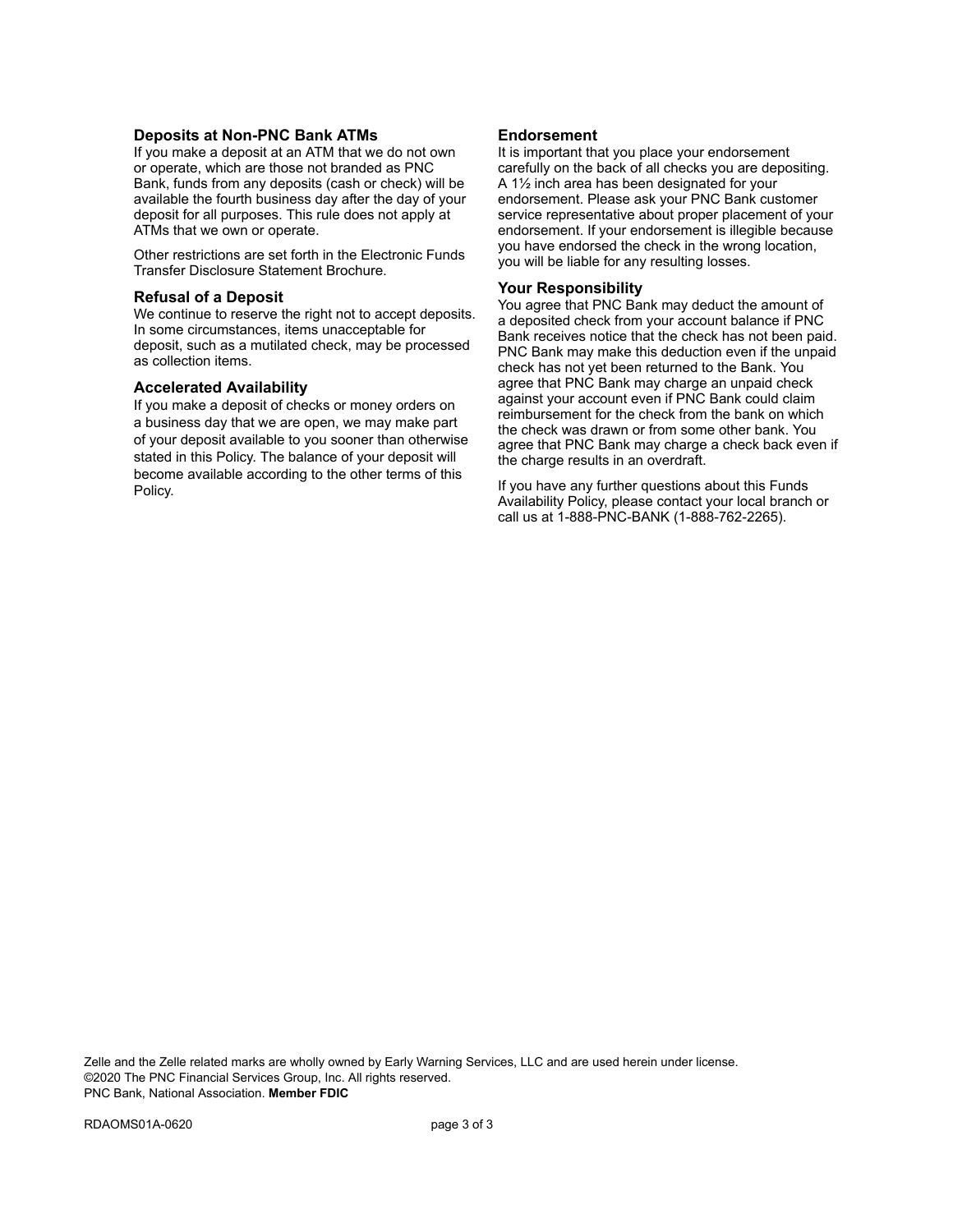### Deposits at Non-PNC Bank ATMs

If you make a deposit at an ATM that we do not own or operate, which are those not branded as PNC Bank, funds from any deposits (cash or check) will be available the fourth business day after the day of your deposit for all purposes. This rule does not apply at ATMs that we own or operate.

Other restrictions are set forth in the Electronic Funds Transfer Disclosure Statement Brochure.

### Refusal of a Deposit

We continue to reserve the right not to accept deposits. In some circumstances, items unacceptable for deposit, such as a mutilated check, may be processed as collection items.

### Accelerated Availability

If you make a deposit of checks or money orders on a business day that we are open, we may make part of your deposit available to you sooner than otherwise stated in this Policy. The balance of your deposit will become available according to the other terms of this Policy.

### Endorsement

It is important that you place your endorsement carefully on the back of all checks you are depositing. A 1½ inch area has been designated for your endorsement. Please ask your PNC Bank customer service representative about proper placement of your endorsement. If your endorsement is illegible because you have endorsed the check in the wrong location, you will be liable for any resulting losses.

### Your Responsibility

You agree that PNC Bank may deduct the amount of a deposited check from your account balance if PNC Bank receives notice that the check has not been paid. PNC Bank may make this deduction even if the unpaid check has not yet been returned to the Bank. You agree that PNC Bank may charge an unpaid check against your account even if PNC Bank could claim reimbursement for the check from the bank on which the check was drawn or from some other bank. You agree that PNC Bank may charge a check back even if the charge results in an overdraft.

If you have any further questions about this Funds Availability Policy, please contact your local branch or call us at 1-888-PNC-BANK (1-888-762-2265).

Zelle and the Zelle related marks are wholly owned by Early Warning Services, LLC and are used herein under license.
©2020 The PNC Financial Services Group, Inc. All rights reserved.
PNC Bank, National Association. **Member FDIC**

RDAOMS01A-0620